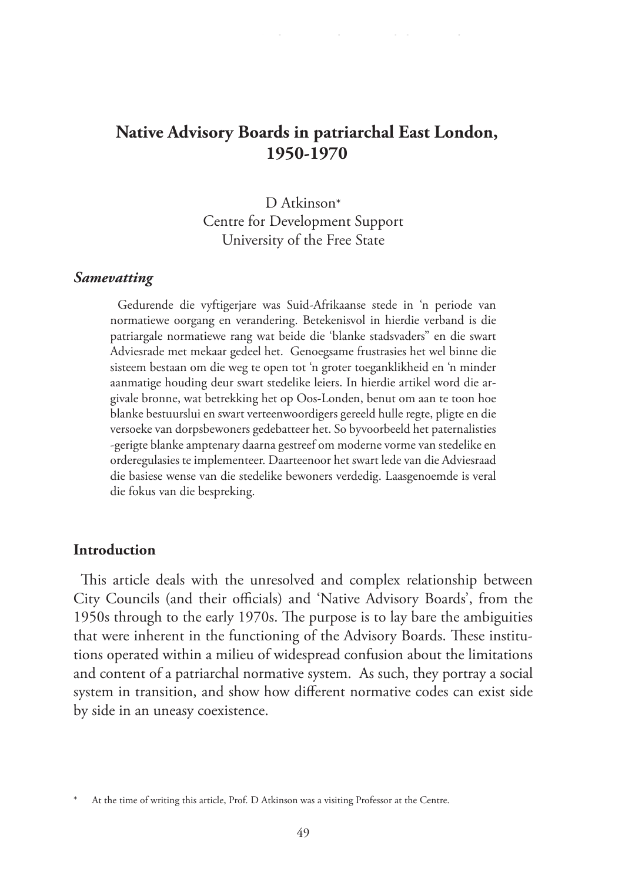# Native Advisory Boards in patriarchal East London, 1950-1970

D Atkinson*
Centre for Development Support
University of the Free State

### *Samevatting*

Gedurende die vyftigerjare was Suid-Afrikaanse stede in 'n periode van normatiewe oorgang en verandering. Betekenisvol in hierdie verband is die patriargale normatiewe rang wat beide die 'blanke stadsvaders" en die swart Adviesrade met mekaar gedeel het. Genoegsame frustrasies het wel binne die sisteem bestaan om die weg te open tot 'n groter toeganklikheid en 'n minder aanmatige houding deur swart stedelike leiers. In hierdie artikel word die argivale bronne, wat betrekking het op Oos-Londen, benut om aan te toon hoe blanke bestuurslui en swart verteenwoordigers gereeld hulle regte, pligte en die versoeke van dorpsbewoners gedebatteer het. So byvoorbeeld het paternalisties -gerigte blanke amptenary daarna gestreef om moderne vorme van stedelike en orderegulasies te implementeer. Daarteenoor het swart lede van die Adviesraad die basiese wense van die stedelike bewoners verdedig. Laasgenoemde is veral die fokus van die bespreking.

## Introduction

This article deals with the unresolved and complex relationship between City Councils (and their officials) and 'Native Advisory Boards', from the 1950s through to the early 1970s. The purpose is to lay bare the ambiguities that were inherent in the functioning of the Advisory Boards. These institutions operated within a milieu of widespread confusion about the limitations and content of a patriarchal normative system. As such, they portray a social system in transition, and show how different normative codes can exist side by side in an uneasy coexistence.

\* At the time of writing this article, Prof. D Atkinson was a visiting Professor at the Centre.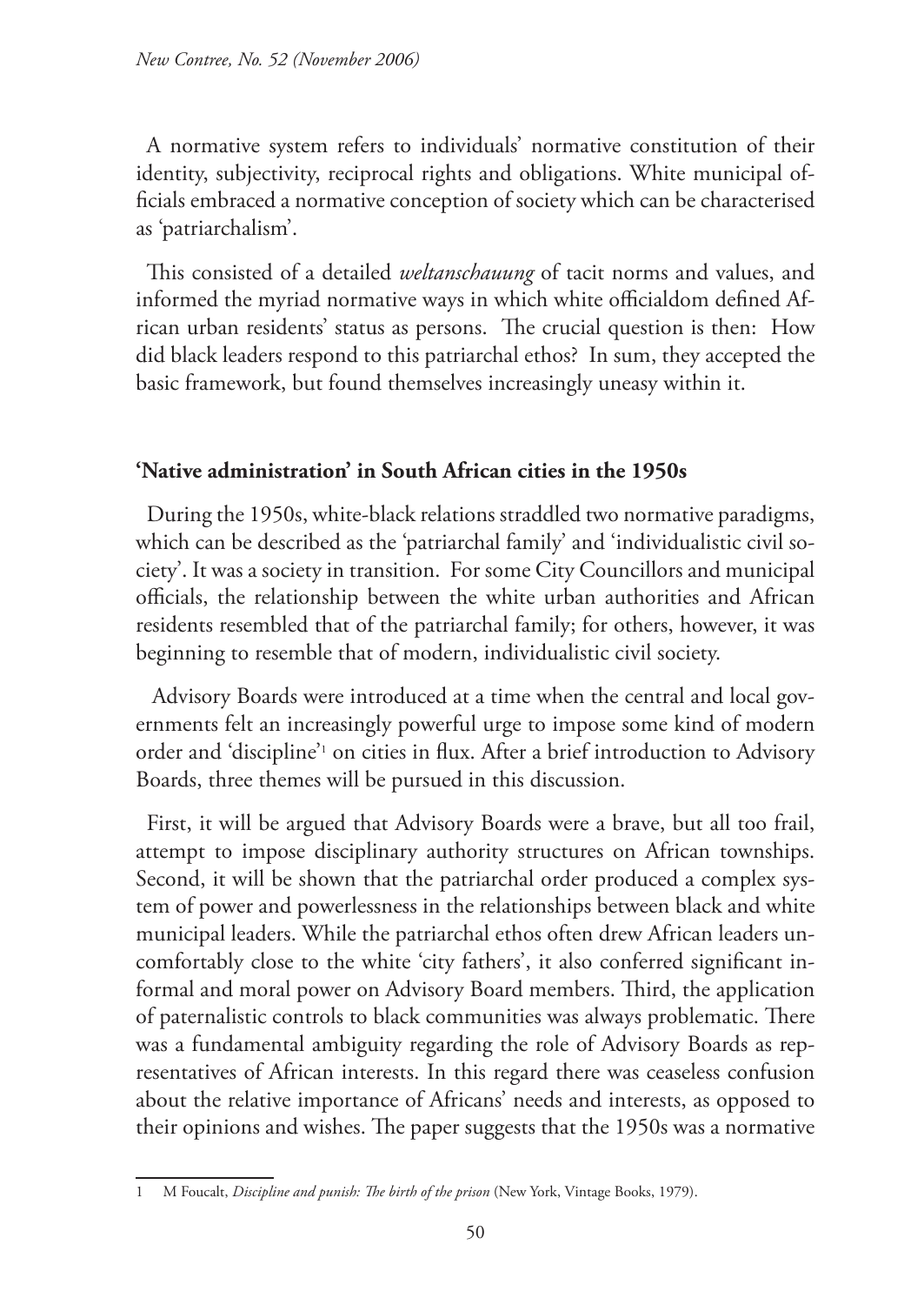A normative system refers to individuals' normative constitution of their identity, subjectivity, reciprocal rights and obligations. White municipal officials embraced a normative conception of society which can be characterised as 'patriarchalism'.

This consisted of a detailed *weltanschauung* of tacit norms and values, and informed the myriad normative ways in which white officialdom defined African urban residents' status as persons. The crucial question is then: How did black leaders respond to this patriarchal ethos? In sum, they accepted the basic framework, but found themselves increasingly uneasy within it.

## 'Native administration' in South African cities in the 1950s

During the 1950s, white-black relations straddled two normative paradigms, which can be described as the 'patriarchal family' and 'individualistic civil society'. It was a society in transition. For some City Councillors and municipal officials, the relationship between the white urban authorities and African residents resembled that of the patriarchal family; for others, however, it was beginning to resemble that of modern, individualistic civil society.

Advisory Boards were introduced at a time when the central and local governments felt an increasingly powerful urge to impose some kind of modern order and 'discipline'[1] on cities in flux. After a brief introduction to Advisory Boards, three themes will be pursued in this discussion.

First, it will be argued that Advisory Boards were a brave, but all too frail, attempt to impose disciplinary authority structures on African townships. Second, it will be shown that the patriarchal order produced a complex system of power and powerlessness in the relationships between black and white municipal leaders. While the patriarchal ethos often drew African leaders uncomfortably close to the white 'city fathers', it also conferred significant informal and moral power on Advisory Board members. Third, the application of paternalistic controls to black communities was always problematic. There was a fundamental ambiguity regarding the role of Advisory Boards as representatives of African interests. In this regard there was ceaseless confusion about the relative importance of Africans' needs and interests, as opposed to their opinions and wishes. The paper suggests that the 1950s was a normative

---

1 M Foucalt, *Discipline and punish: The birth of the prison* (New York, Vintage Books, 1979).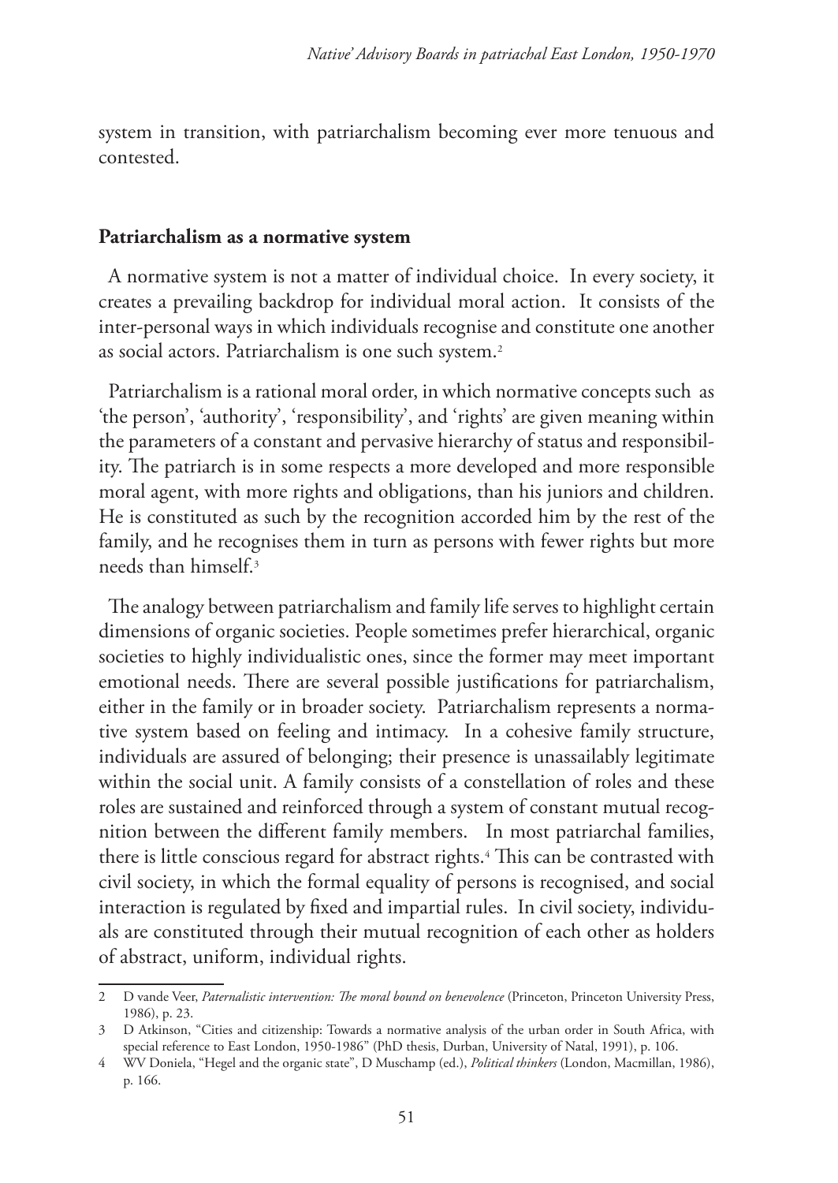system in transition, with patriarchalism becoming ever more tenuous and contested.

## Patriarchalism as a normative system

A normative system is not a matter of individual choice. In every society, it creates a prevailing backdrop for individual moral action. It consists of the inter-personal ways in which individuals recognise and constitute one another as social actors. Patriarchalism is one such system.[2]

Patriarchalism is a rational moral order, in which normative concepts such as 'the person', 'authority', 'responsibility', and 'rights' are given meaning within the parameters of a constant and pervasive hierarchy of status and responsibility. The patriarch is in some respects a more developed and more responsible moral agent, with more rights and obligations, than his juniors and children. He is constituted as such by the recognition accorded him by the rest of the family, and he recognises them in turn as persons with fewer rights but more needs than himself.[3]

The analogy between patriarchalism and family life serves to highlight certain dimensions of organic societies. People sometimes prefer hierarchical, organic societies to highly individualistic ones, since the former may meet important emotional needs. There are several possible justifications for patriarchalism, either in the family or in broader society. Patriarchalism represents a normative system based on feeling and intimacy. In a cohesive family structure, individuals are assured of belonging; their presence is unassailably legitimate within the social unit. A family consists of a constellation of roles and these roles are sustained and reinforced through a system of constant mutual recognition between the different family members. In most patriarchal families, there is little conscious regard for abstract rights.[4] This can be contrasted with civil society, in which the formal equality of persons is recognised, and social interaction is regulated by fixed and impartial rules. In civil society, individuals are constituted through their mutual recognition of each other as holders of abstract, uniform, individual rights.

---

2 D vande Veer, *Paternalistic intervention: The moral bound on benevolence* (Princeton, Princeton University Press, 1986), p. 23.

3 D Atkinson, "Cities and citizenship: Towards a normative analysis of the urban order in South Africa, with special reference to East London, 1950-1986" (PhD thesis, Durban, University of Natal, 1991), p. 106.

4 WV Doniela, "Hegel and the organic state", D Muschamp (ed.), *Political thinkers* (London, Macmillan, 1986), p. 166.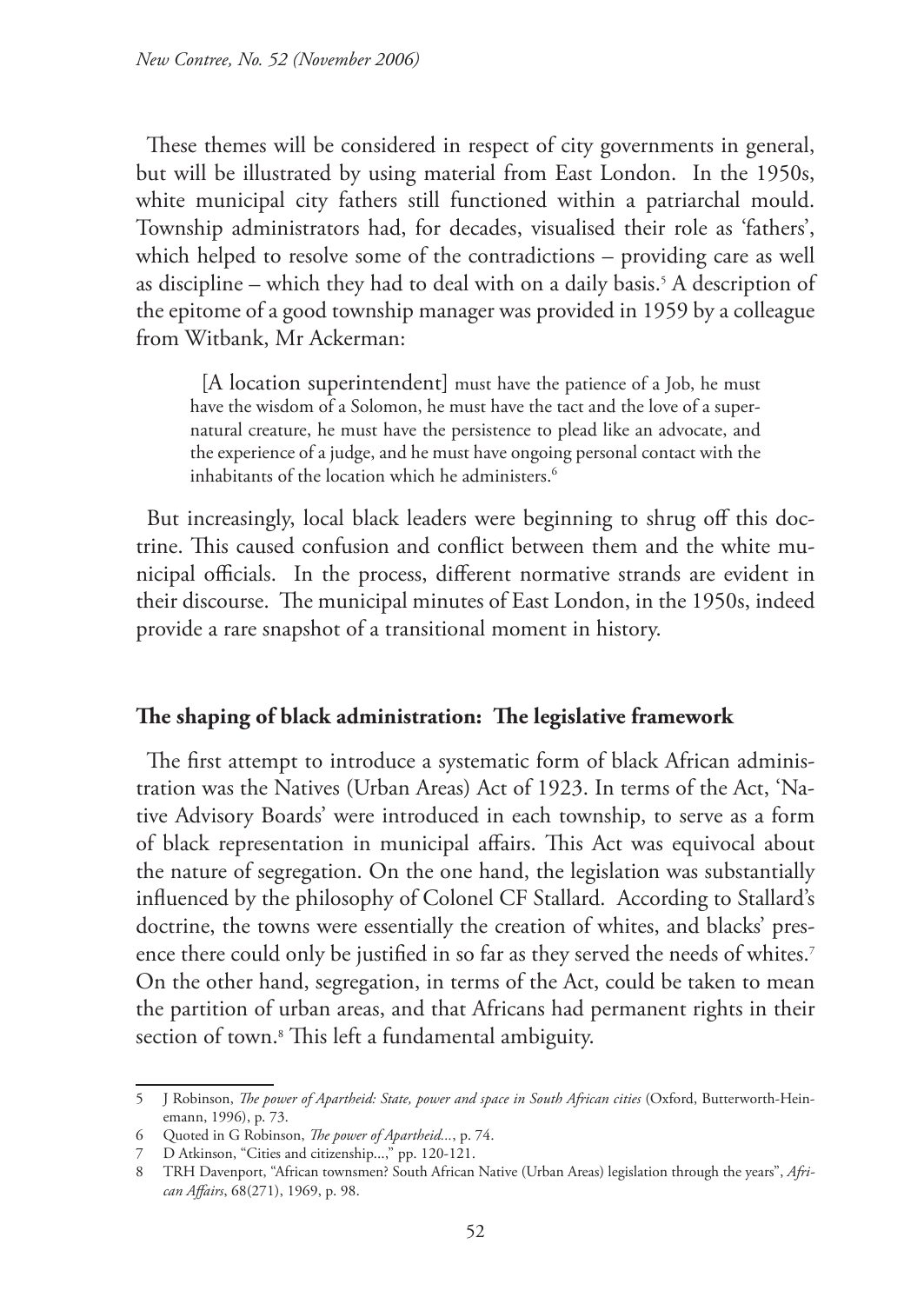These themes will be considered in respect of city governments in general, but will be illustrated by using material from East London. In the 1950s, white municipal city fathers still functioned within a patriarchal mould. Township administrators had, for decades, visualised their role as 'fathers', which helped to resolve some of the contradictions – providing care as well as discipline – which they had to deal with on a daily basis.[5] A description of the epitome of a good township manager was provided in 1959 by a colleague from Witbank, Mr Ackerman:

> [A location superintendent] must have the patience of a Job, he must have the wisdom of a Solomon, he must have the tact and the love of a supernatural creature, he must have the persistence to plead like an advocate, and the experience of a judge, and he must have ongoing personal contact with the inhabitants of the location which he administers.[6]

But increasingly, local black leaders were beginning to shrug off this doctrine. This caused confusion and conflict between them and the white municipal officials. In the process, different normative strands are evident in their discourse. The municipal minutes of East London, in the 1950s, indeed provide a rare snapshot of a transitional moment in history.

## The shaping of black administration: The legislative framework

The first attempt to introduce a systematic form of black African administration was the Natives (Urban Areas) Act of 1923. In terms of the Act, 'Native Advisory Boards' were introduced in each township, to serve as a form of black representation in municipal affairs. This Act was equivocal about the nature of segregation. On the one hand, the legislation was substantially influenced by the philosophy of Colonel CF Stallard. According to Stallard's doctrine, the towns were essentially the creation of whites, and blacks' presence there could only be justified in so far as they served the needs of whites.[7] On the other hand, segregation, in terms of the Act, could be taken to mean the partition of urban areas, and that Africans had permanent rights in their section of town.[8] This left a fundamental ambiguity.

---

5 J Robinson, *The power of Apartheid: State, power and space in South African cities* (Oxford, Butterworth-Heinemann, 1996), p. 73.

6 Quoted in G Robinson, *The power of Apartheid...*, p. 74.

7 D Atkinson, "Cities and citizenship...," pp. 120-121.

8 TRH Davenport, "African townsmen? South African Native (Urban Areas) legislation through the years", *African Affairs*, 68(271), 1969, p. 98.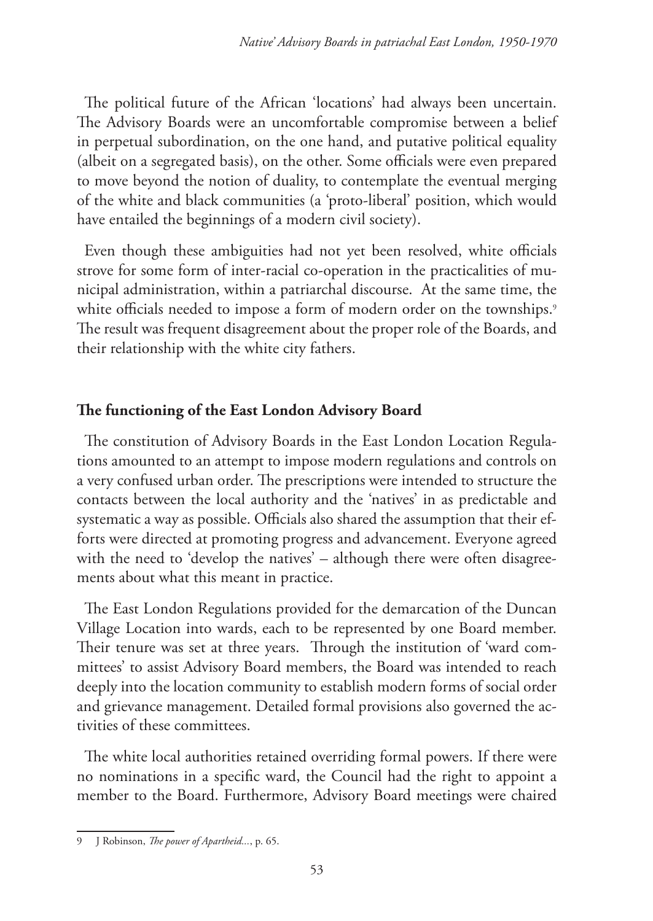The political future of the African 'locations' had always been uncertain. The Advisory Boards were an uncomfortable compromise between a belief in perpetual subordination, on the one hand, and putative political equality (albeit on a segregated basis), on the other. Some officials were even prepared to move beyond the notion of duality, to contemplate the eventual merging of the white and black communities (a 'proto-liberal' position, which would have entailed the beginnings of a modern civil society).

Even though these ambiguities had not yet been resolved, white officials strove for some form of inter-racial co-operation in the practicalities of municipal administration, within a patriarchal discourse. At the same time, the white officials needed to impose a form of modern order on the townships.[9] The result was frequent disagreement about the proper role of the Boards, and their relationship with the white city fathers.

## The functioning of the East London Advisory Board

The constitution of Advisory Boards in the East London Location Regulations amounted to an attempt to impose modern regulations and controls on a very confused urban order. The prescriptions were intended to structure the contacts between the local authority and the 'natives' in as predictable and systematic a way as possible. Officials also shared the assumption that their efforts were directed at promoting progress and advancement. Everyone agreed with the need to 'develop the natives' – although there were often disagreements about what this meant in practice.

The East London Regulations provided for the demarcation of the Duncan Village Location into wards, each to be represented by one Board member. Their tenure was set at three years. Through the institution of 'ward committees' to assist Advisory Board members, the Board was intended to reach deeply into the location community to establish modern forms of social order and grievance management. Detailed formal provisions also governed the activities of these committees.

The white local authorities retained overriding formal powers. If there were no nominations in a specific ward, the Council had the right to appoint a member to the Board. Furthermore, Advisory Board meetings were chaired

---

9 J Robinson, *The power of Apartheid...*, p. 65.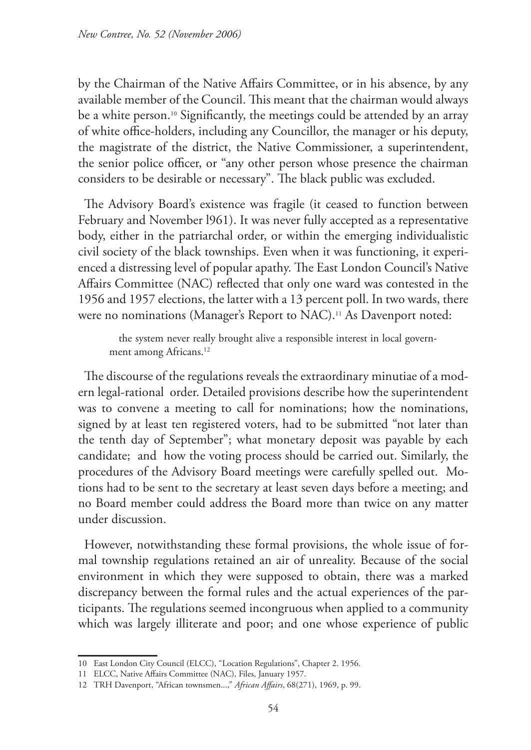by the Chairman of the Native Affairs Committee, or in his absence, by any available member of the Council. This meant that the chairman would always be a white person.[10] Significantly, the meetings could be attended by an array of white office-holders, including any Councillor, the manager or his deputy, the magistrate of the district, the Native Commissioner, a superintendent, the senior police officer, or "any other person whose presence the chairman considers to be desirable or necessary". The black public was excluded.

The Advisory Board's existence was fragile (it ceased to function between February and November l961). It was never fully accepted as a representative body, either in the patriarchal order, or within the emerging individualistic civil society of the black townships. Even when it was functioning, it experienced a distressing level of popular apathy. The East London Council's Native Affairs Committee (NAC) reflected that only one ward was contested in the 1956 and 1957 elections, the latter with a 13 percent poll. In two wards, there were no nominations (Manager's Report to NAC).[11] As Davenport noted:

> the system never really brought alive a responsible interest in local government among Africans.[12]

The discourse of the regulations reveals the extraordinary minutiae of a modern legal-rational order. Detailed provisions describe how the superintendent was to convene a meeting to call for nominations; how the nominations, signed by at least ten registered voters, had to be submitted "not later than the tenth day of September"; what monetary deposit was payable by each candidate; and how the voting process should be carried out. Similarly, the procedures of the Advisory Board meetings were carefully spelled out. Motions had to be sent to the secretary at least seven days before a meeting; and no Board member could address the Board more than twice on any matter under discussion.

However, notwithstanding these formal provisions, the whole issue of formal township regulations retained an air of unreality. Because of the social environment in which they were supposed to obtain, there was a marked discrepancy between the formal rules and the actual experiences of the participants. The regulations seemed incongruous when applied to a community which was largely illiterate and poor; and one whose experience of public

---

10 East London City Council (ELCC), "Location Regulations", Chapter 2. 1956.

11 ELCC, Native Affairs Committee (NAC), Files, January 1957.

12 TRH Davenport, "African townsmen...," *African Affairs*, 68(271), 1969, p. 99.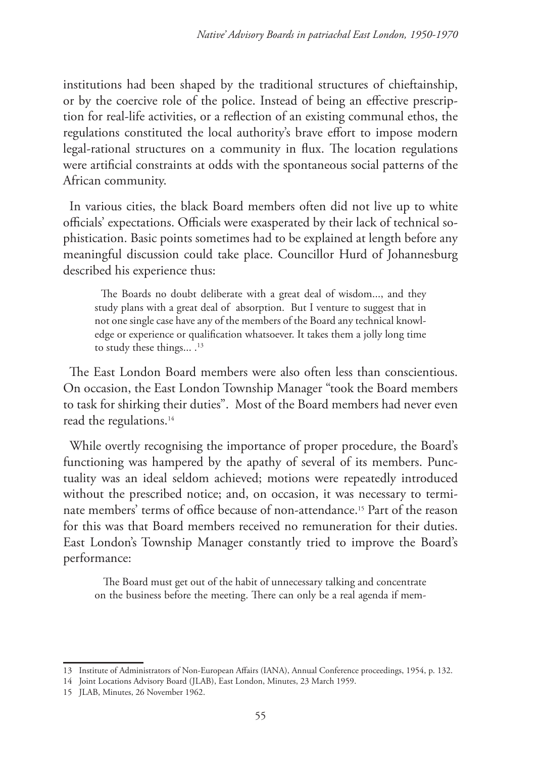institutions had been shaped by the traditional structures of chieftainship, or by the coercive role of the police. Instead of being an effective prescription for real-life activities, or a reflection of an existing communal ethos, the regulations constituted the local authority's brave effort to impose modern legal-rational structures on a community in flux. The location regulations were artificial constraints at odds with the spontaneous social patterns of the African community.

In various cities, the black Board members often did not live up to white officials' expectations. Officials were exasperated by their lack of technical sophistication. Basic points sometimes had to be explained at length before any meaningful discussion could take place. Councillor Hurd of Johannesburg described his experience thus:

> The Boards no doubt deliberate with a great deal of wisdom..., and they study plans with a great deal of absorption. But I venture to suggest that in not one single case have any of the members of the Board any technical knowledge or experience or qualification whatsoever. It takes them a jolly long time to study these things... .[13]

The East London Board members were also often less than conscientious. On occasion, the East London Township Manager "took the Board members to task for shirking their duties". Most of the Board members had never even read the regulations.[14]

While overtly recognising the importance of proper procedure, the Board's functioning was hampered by the apathy of several of its members. Punctuality was an ideal seldom achieved; motions were repeatedly introduced without the prescribed notice; and, on occasion, it was necessary to terminate members' terms of office because of non-attendance.[15] Part of the reason for this was that Board members received no remuneration for their duties. East London's Township Manager constantly tried to improve the Board's performance:

> The Board must get out of the habit of unnecessary talking and concentrate on the business before the meeting. There can only be a real agenda if mem-

---

13 Institute of Administrators of Non-European Affairs (IANA), Annual Conference proceedings, 1954, p. 132.

14 Joint Locations Advisory Board (JLAB), East London, Minutes, 23 March 1959.

15 JLAB, Minutes, 26 November 1962.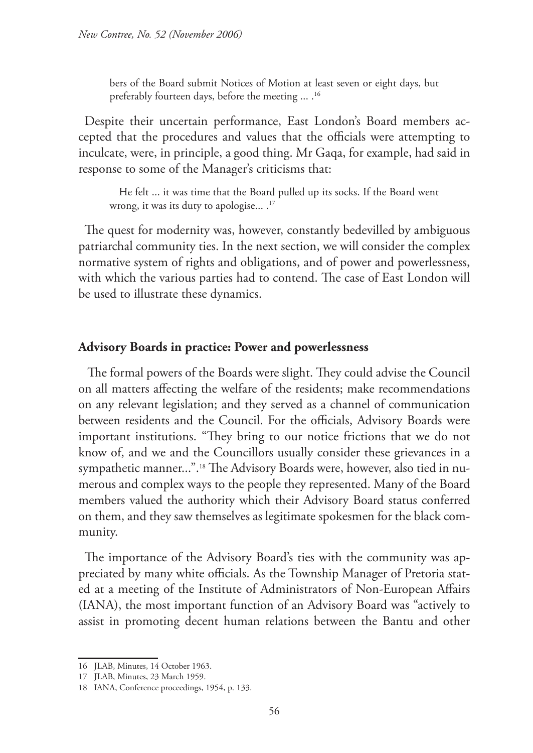> bers of the Board submit Notices of Motion at least seven or eight days, but preferably fourteen days, before the meeting ... .[16]

Despite their uncertain performance, East London's Board members accepted that the procedures and values that the officials were attempting to inculcate, were, in principle, a good thing. Mr Gaqa, for example, had said in response to some of the Manager's criticisms that:

> He felt ... it was time that the Board pulled up its socks. If the Board went wrong, it was its duty to apologise... .[17]

The quest for modernity was, however, constantly bedevilled by ambiguous patriarchal community ties. In the next section, we will consider the complex normative system of rights and obligations, and of power and powerlessness, with which the various parties had to contend. The case of East London will be used to illustrate these dynamics.

**Advisory Boards in practice: Power and powerlessness**

The formal powers of the Boards were slight. They could advise the Council on all matters affecting the welfare of the residents; make recommendations on any relevant legislation; and they served as a channel of communication between residents and the Council. For the officials, Advisory Boards were important institutions. "They bring to our notice frictions that we do not know of, and we and the Councillors usually consider these grievances in a sympathetic manner...".[18] The Advisory Boards were, however, also tied in numerous and complex ways to the people they represented. Many of the Board members valued the authority which their Advisory Board status conferred on them, and they saw themselves as legitimate spokesmen for the black community.

The importance of the Advisory Board's ties with the community was appreciated by many white officials. As the Township Manager of Pretoria stated at a meeting of the Institute of Administrators of Non-European Affairs (IANA), the most important function of an Advisory Board was "actively to assist in promoting decent human relations between the Bantu and other

16 JLAB, Minutes, 14 October 1963.

17 JLAB, Minutes, 23 March 1959.

18 IANA, Conference proceedings, 1954, p. 133.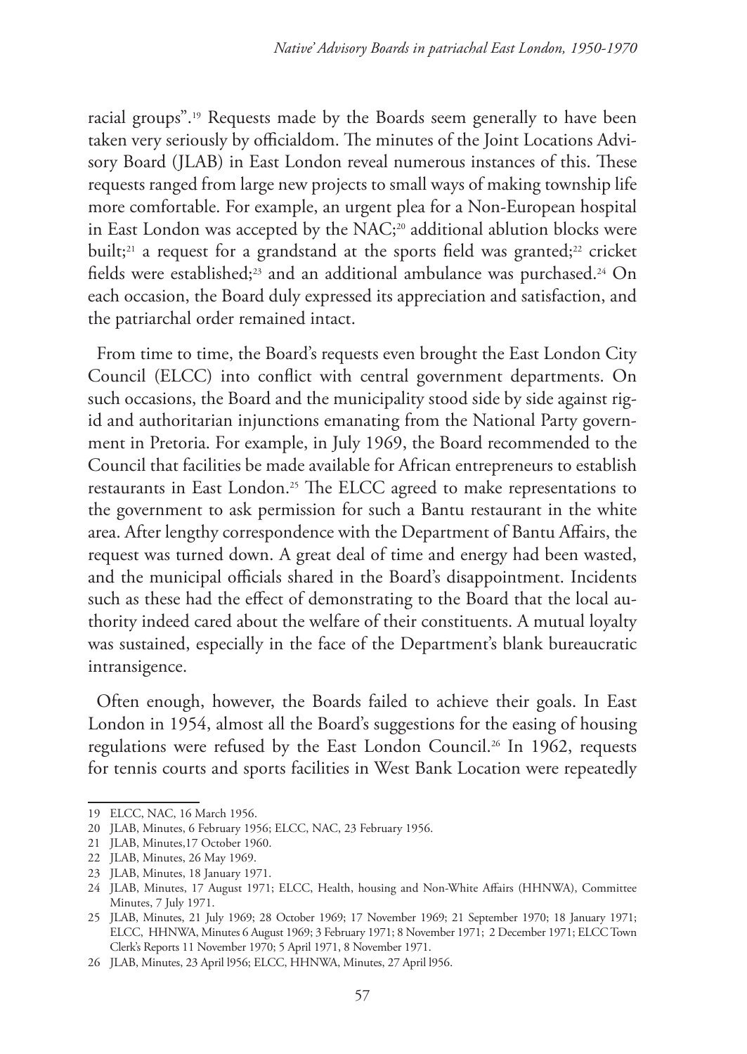racial groups".[19] Requests made by the Boards seem generally to have been taken very seriously by officialdom. The minutes of the Joint Locations Advisory Board (JLAB) in East London reveal numerous instances of this. These requests ranged from large new projects to small ways of making township life more comfortable. For example, an urgent plea for a Non-European hospital in East London was accepted by the NAC;[20] additional ablution blocks were built;[21] a request for a grandstand at the sports field was granted;[22] cricket fields were established;[23] and an additional ambulance was purchased.[24] On each occasion, the Board duly expressed its appreciation and satisfaction, and the patriarchal order remained intact.

From time to time, the Board's requests even brought the East London City Council (ELCC) into conflict with central government departments. On such occasions, the Board and the municipality stood side by side against rigid and authoritarian injunctions emanating from the National Party government in Pretoria. For example, in July 1969, the Board recommended to the Council that facilities be made available for African entrepreneurs to establish restaurants in East London.[25] The ELCC agreed to make representations to the government to ask permission for such a Bantu restaurant in the white area. After lengthy correspondence with the Department of Bantu Affairs, the request was turned down. A great deal of time and energy had been wasted, and the municipal officials shared in the Board's disappointment. Incidents such as these had the effect of demonstrating to the Board that the local authority indeed cared about the welfare of their constituents. A mutual loyalty was sustained, especially in the face of the Department's blank bureaucratic intransigence.

Often enough, however, the Boards failed to achieve their goals. In East London in 1954, almost all the Board's suggestions for the easing of housing regulations were refused by the East London Council.[26] In 1962, requests for tennis courts and sports facilities in West Bank Location were repeatedly

---

19 ELCC, NAC, 16 March 1956.

20 JLAB, Minutes, 6 February 1956; ELCC, NAC, 23 February 1956.

21 JLAB, Minutes,17 October 1960.

22 JLAB, Minutes, 26 May 1969.

23 JLAB, Minutes, 18 January 1971.

24 JLAB, Minutes, 17 August 1970; ELCC, Health, housing and Non-White Affairs (HHNWA), Committee Minutes, 7 July 1971.

25 JLAB, Minutes, 21 July 1969; 28 October 1969; 17 November 1969; 21 September 1970; 18 January 1971; ELCC, HHNWA, Minutes 6 August 1969; 3 February 1971; 8 November 1971; 2 December 1971; ELCC Town Clerk's Reports 11 November 1970; 5 April 1971, 8 November 1971.

26 JLAB, Minutes, 23 April l956; ELCC, HHNWA, Minutes, 27 April l956.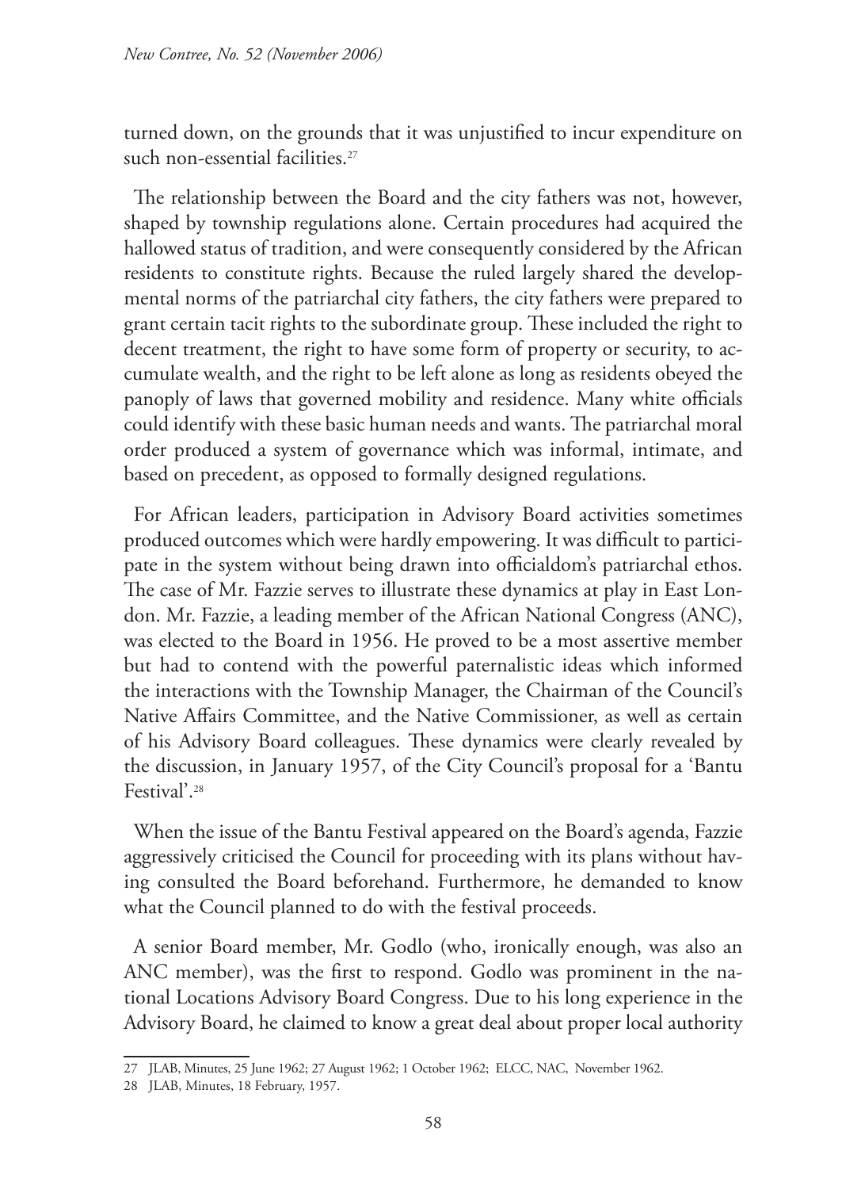turned down, on the grounds that it was unjustified to incur expenditure on such non-essential facilities.[27]

The relationship between the Board and the city fathers was not, however, shaped by township regulations alone. Certain procedures had acquired the hallowed status of tradition, and were consequently considered by the African residents to constitute rights. Because the ruled largely shared the developmental norms of the patriarchal city fathers, the city fathers were prepared to grant certain tacit rights to the subordinate group. These included the right to decent treatment, the right to have some form of property or security, to accumulate wealth, and the right to be left alone as long as residents obeyed the panoply of laws that governed mobility and residence. Many white officials could identify with these basic human needs and wants. The patriarchal moral order produced a system of governance which was informal, intimate, and based on precedent, as opposed to formally designed regulations.

For African leaders, participation in Advisory Board activities sometimes produced outcomes which were hardly empowering. It was difficult to participate in the system without being drawn into officialdom's patriarchal ethos. The case of Mr. Fazzie serves to illustrate these dynamics at play in East London. Mr. Fazzie, a leading member of the African National Congress (ANC), was elected to the Board in 1956. He proved to be a most assertive member but had to contend with the powerful paternalistic ideas which informed the interactions with the Township Manager, the Chairman of the Council's Native Affairs Committee, and the Native Commissioner, as well as certain of his Advisory Board colleagues. These dynamics were clearly revealed by the discussion, in January 1957, of the City Council's proposal for a 'Bantu Festival'.[28]

When the issue of the Bantu Festival appeared on the Board's agenda, Fazzie aggressively criticised the Council for proceeding with its plans without having consulted the Board beforehand. Furthermore, he demanded to know what the Council planned to do with the festival proceeds.

A senior Board member, Mr. Godlo (who, ironically enough, was also an ANC member), was the first to respond. Godlo was prominent in the national Locations Advisory Board Congress. Due to his long experience in the Advisory Board, he claimed to know a great deal about proper local authority

---

27 JLAB, Minutes, 25 June 1962; 27 August 1962; 1 October 1962; ELCC, NAC, November 1962.

28 JLAB, Minutes, 18 February, 1957.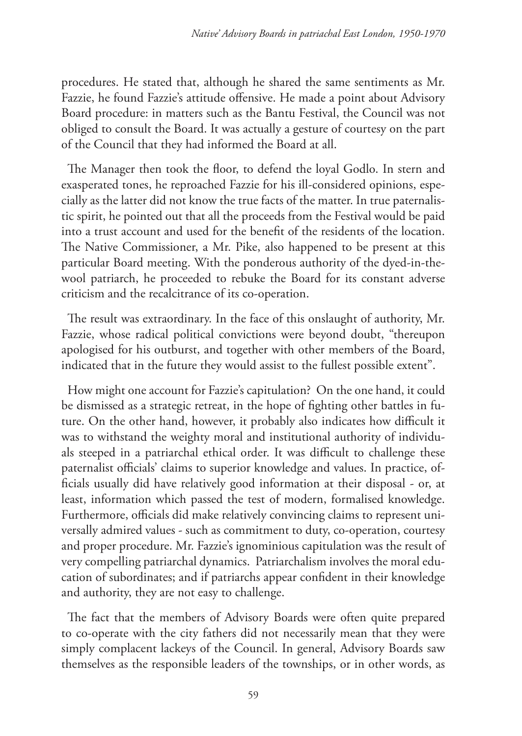procedures. He stated that, although he shared the same sentiments as Mr. Fazzie, he found Fazzie's attitude offensive. He made a point about Advisory Board procedure: in matters such as the Bantu Festival, the Council was not obliged to consult the Board. It was actually a gesture of courtesy on the part of the Council that they had informed the Board at all.

The Manager then took the floor, to defend the loyal Godlo. In stern and exasperated tones, he reproached Fazzie for his ill-considered opinions, especially as the latter did not know the true facts of the matter. In true paternalistic spirit, he pointed out that all the proceeds from the Festival would be paid into a trust account and used for the benefit of the residents of the location. The Native Commissioner, a Mr. Pike, also happened to be present at this particular Board meeting. With the ponderous authority of the dyed-in-the-wool patriarch, he proceeded to rebuke the Board for its constant adverse criticism and the recalcitrance of its co-operation.

The result was extraordinary. In the face of this onslaught of authority, Mr. Fazzie, whose radical political convictions were beyond doubt, "thereupon apologised for his outburst, and together with other members of the Board, indicated that in the future they would assist to the fullest possible extent".

How might one account for Fazzie's capitulation? On the one hand, it could be dismissed as a strategic retreat, in the hope of fighting other battles in future. On the other hand, however, it probably also indicates how difficult it was to withstand the weighty moral and institutional authority of individuals steeped in a patriarchal ethical order. It was difficult to challenge these paternalist officials' claims to superior knowledge and values. In practice, officials usually did have relatively good information at their disposal - or, at least, information which passed the test of modern, formalised knowledge. Furthermore, officials did make relatively convincing claims to represent universally admired values - such as commitment to duty, co-operation, courtesy and proper procedure. Mr. Fazzie's ignominious capitulation was the result of very compelling patriarchal dynamics. Patriarchalism involves the moral education of subordinates; and if patriarchs appear confident in their knowledge and authority, they are not easy to challenge.

The fact that the members of Advisory Boards were often quite prepared to co-operate with the city fathers did not necessarily mean that they were simply complacent lackeys of the Council. In general, Advisory Boards saw themselves as the responsible leaders of the townships, or in other words, as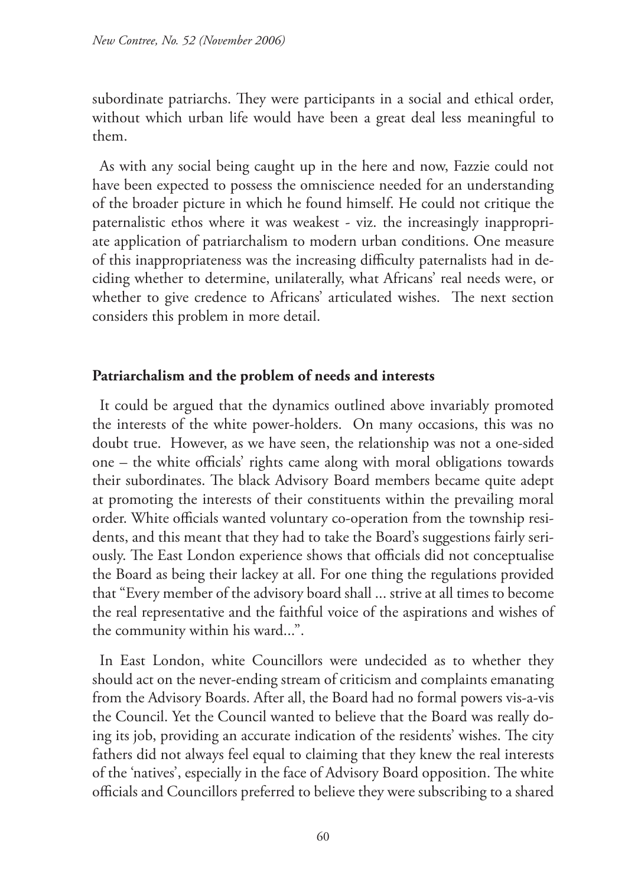subordinate patriarchs. They were participants in a social and ethical order, without which urban life would have been a great deal less meaningful to them.

As with any social being caught up in the here and now, Fazzie could not have been expected to possess the omniscience needed for an understanding of the broader picture in which he found himself. He could not critique the paternalistic ethos where it was weakest - viz. the increasingly inappropriate application of patriarchalism to modern urban conditions. One measure of this inappropriateness was the increasing difficulty paternalists had in deciding whether to determine, unilaterally, what Africans' real needs were, or whether to give credence to Africans' articulated wishes. The next section considers this problem in more detail.

## Patriarchalism and the problem of needs and interests

It could be argued that the dynamics outlined above invariably promoted the interests of the white power-holders. On many occasions, this was no doubt true. However, as we have seen, the relationship was not a one-sided one – the white officials' rights came along with moral obligations towards their subordinates. The black Advisory Board members became quite adept at promoting the interests of their constituents within the prevailing moral order. White officials wanted voluntary co-operation from the township residents, and this meant that they had to take the Board's suggestions fairly seriously. The East London experience shows that officials did not conceptualise the Board as being their lackey at all. For one thing the regulations provided that "Every member of the advisory board shall ... strive at all times to become the real representative and the faithful voice of the aspirations and wishes of the community within his ward...".

In East London, white Councillors were undecided as to whether they should act on the never-ending stream of criticism and complaints emanating from the Advisory Boards. After all, the Board had no formal powers vis-a-vis the Council. Yet the Council wanted to believe that the Board was really doing its job, providing an accurate indication of the residents' wishes. The city fathers did not always feel equal to claiming that they knew the real interests of the 'natives', especially in the face of Advisory Board opposition. The white officials and Councillors preferred to believe they were subscribing to a shared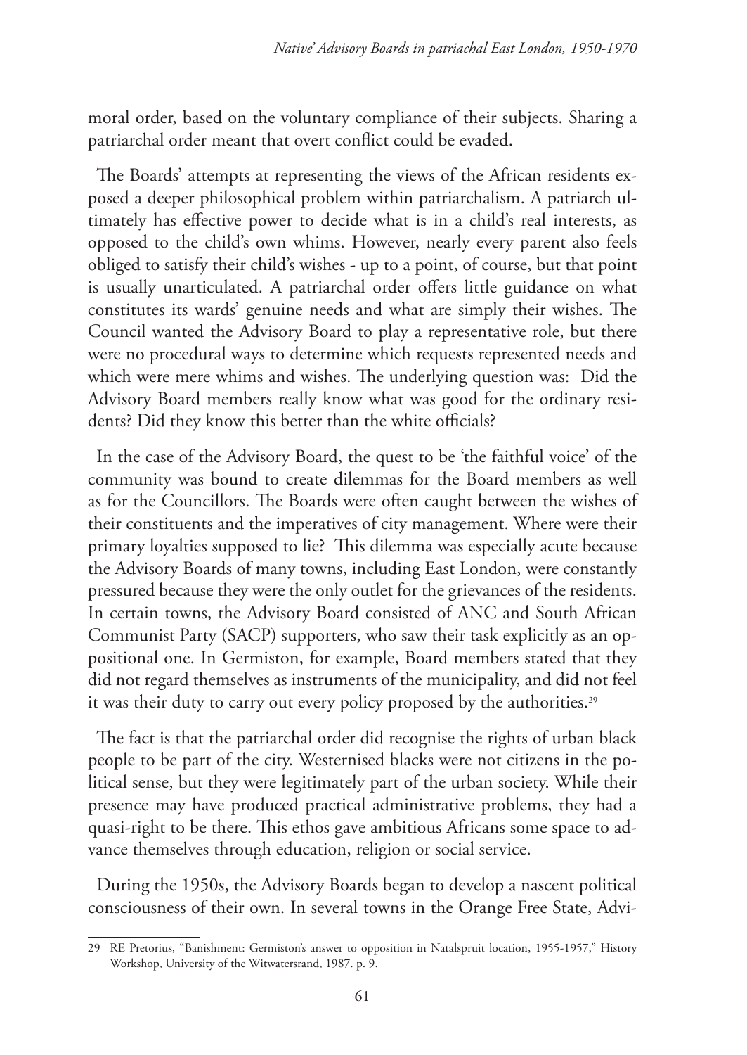moral order, based on the voluntary compliance of their subjects. Sharing a patriarchal order meant that overt conflict could be evaded.

The Boards' attempts at representing the views of the African residents exposed a deeper philosophical problem within patriarchalism. A patriarch ultimately has effective power to decide what is in a child's real interests, as opposed to the child's own whims. However, nearly every parent also feels obliged to satisfy their child's wishes - up to a point, of course, but that point is usually unarticulated. A patriarchal order offers little guidance on what constitutes its wards' genuine needs and what are simply their wishes. The Council wanted the Advisory Board to play a representative role, but there were no procedural ways to determine which requests represented needs and which were mere whims and wishes. The underlying question was: Did the Advisory Board members really know what was good for the ordinary residents? Did they know this better than the white officials?

In the case of the Advisory Board, the quest to be 'the faithful voice' of the community was bound to create dilemmas for the Board members as well as for the Councillors. The Boards were often caught between the wishes of their constituents and the imperatives of city management. Where were their primary loyalties supposed to lie? This dilemma was especially acute because the Advisory Boards of many towns, including East London, were constantly pressured because they were the only outlet for the grievances of the residents. In certain towns, the Advisory Board consisted of ANC and South African Communist Party (SACP) supporters, who saw their task explicitly as an oppositional one. In Germiston, for example, Board members stated that they did not regard themselves as instruments of the municipality, and did not feel it was their duty to carry out every policy proposed by the authorities.[29]

The fact is that the patriarchal order did recognise the rights of urban black people to be part of the city. Westernised blacks were not citizens in the political sense, but they were legitimately part of the urban society. While their presence may have produced practical administrative problems, they had a quasi-right to be there. This ethos gave ambitious Africans some space to advance themselves through education, religion or social service.

During the 1950s, the Advisory Boards began to develop a nascent political consciousness of their own. In several towns in the Orange Free State, Advi-

---

29 RE Pretorius, "Banishment: Germiston's answer to opposition in Natalspruit location, 1955-1957," History Workshop, University of the Witwatersrand, 1987. p. 9.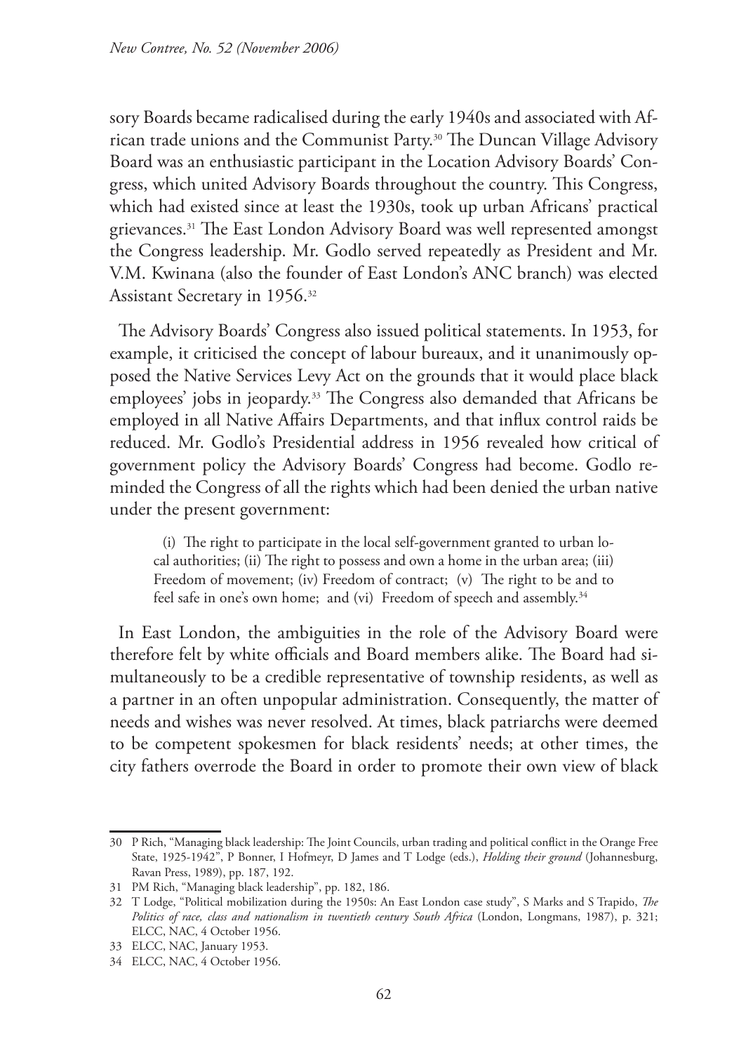sory Boards became radicalised during the early 1940s and associated with African trade unions and the Communist Party.[30] The Duncan Village Advisory Board was an enthusiastic participant in the Location Advisory Boards' Congress, which united Advisory Boards throughout the country. This Congress, which had existed since at least the 1930s, took up urban Africans' practical grievances.[31] The East London Advisory Board was well represented amongst the Congress leadership. Mr. Godlo served repeatedly as President and Mr. V.M. Kwinana (also the founder of East London's ANC branch) was elected Assistant Secretary in 1956.[32]

The Advisory Boards' Congress also issued political statements. In 1953, for example, it criticised the concept of labour bureaux, and it unanimously opposed the Native Services Levy Act on the grounds that it would place black employees' jobs in jeopardy.[33] The Congress also demanded that Africans be employed in all Native Affairs Departments, and that influx control raids be reduced. Mr. Godlo's Presidential address in 1956 revealed how critical of government policy the Advisory Boards' Congress had become. Godlo reminded the Congress of all the rights which had been denied the urban native under the present government:

> (i) The right to participate in the local self-government granted to urban local authorities; (ii) The right to possess and own a home in the urban area; (iii) Freedom of movement; (iv) Freedom of contract; (v) The right to be and to feel safe in one's own home; and (vi) Freedom of speech and assembly.[34]

In East London, the ambiguities in the role of the Advisory Board were therefore felt by white officials and Board members alike. The Board had simultaneously to be a credible representative of township residents, as well as a partner in an often unpopular administration. Consequently, the matter of needs and wishes was never resolved. At times, black patriarchs were deemed to be competent spokesmen for black residents' needs; at other times, the city fathers overrode the Board in order to promote their own view of black

---

30 P Rich, "Managing black leadership: The Joint Councils, urban trading and political conflict in the Orange Free State, 1925-1942", P Bonner, I Hofmeyr, D James and T Lodge (eds.), *Holding their ground* (Johannesburg, Ravan Press, 1989), pp. 187, 192.

31 PM Rich, "Managing black leadership", pp. 182, 186.

32 T Lodge, "Political mobilization during the 1950s: An East London case study", S Marks and S Trapido, *The Politics of race, class and nationalism in twentieth century South Africa* (London, Longmans, 1987), p. 321; ELCC, NAC, 4 October 1956.

33 ELCC, NAC, January 1953.

34 ELCC, NAC, 4 October 1956.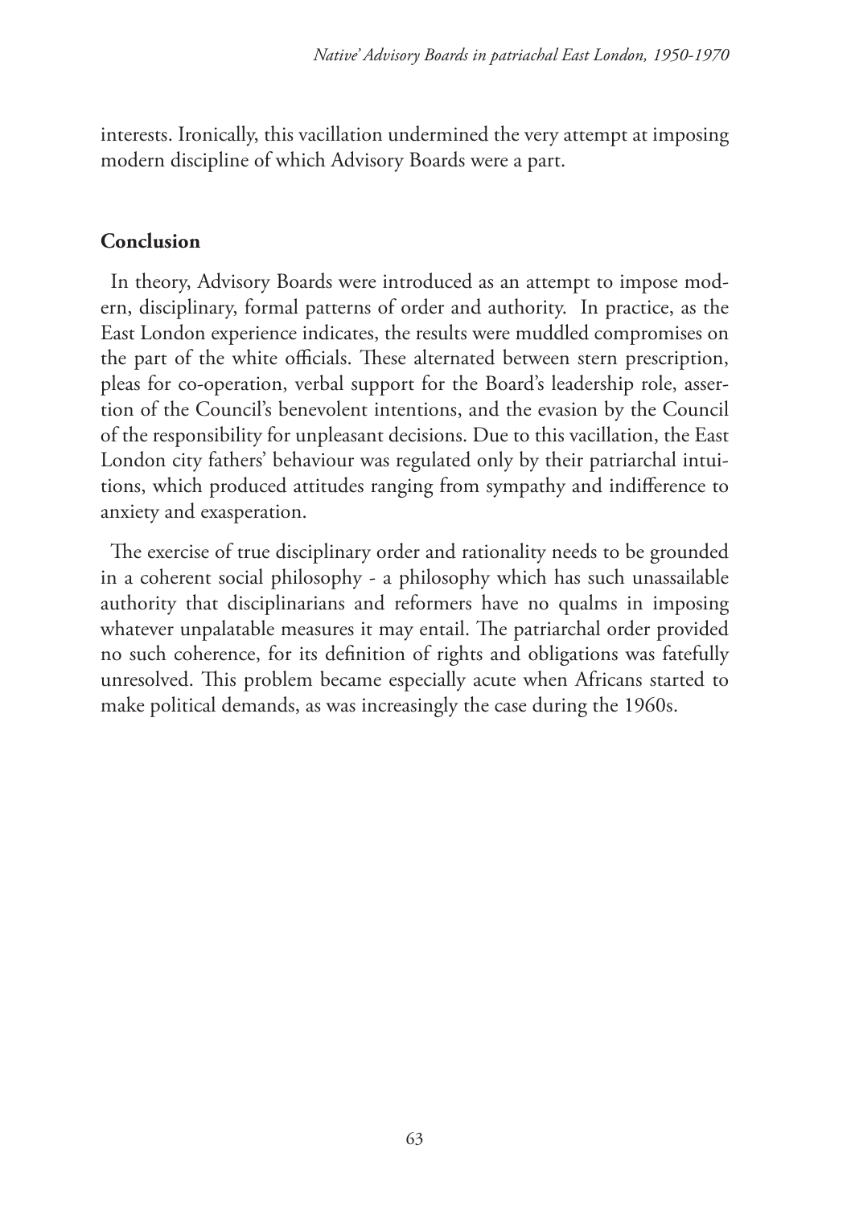interests. Ironically, this vacillation undermined the very attempt at imposing modern discipline of which Advisory Boards were a part.

## Conclusion

In theory, Advisory Boards were introduced as an attempt to impose modern, disciplinary, formal patterns of order and authority. In practice, as the East London experience indicates, the results were muddled compromises on the part of the white officials. These alternated between stern prescription, pleas for co-operation, verbal support for the Board's leadership role, assertion of the Council's benevolent intentions, and the evasion by the Council of the responsibility for unpleasant decisions. Due to this vacillation, the East London city fathers' behaviour was regulated only by their patriarchal intuitions, which produced attitudes ranging from sympathy and indifference to anxiety and exasperation.

The exercise of true disciplinary order and rationality needs to be grounded in a coherent social philosophy - a philosophy which has such unassailable authority that disciplinarians and reformers have no qualms in imposing whatever unpalatable measures it may entail. The patriarchal order provided no such coherence, for its definition of rights and obligations was fatefully unresolved. This problem became especially acute when Africans started to make political demands, as was increasingly the case during the 1960s.